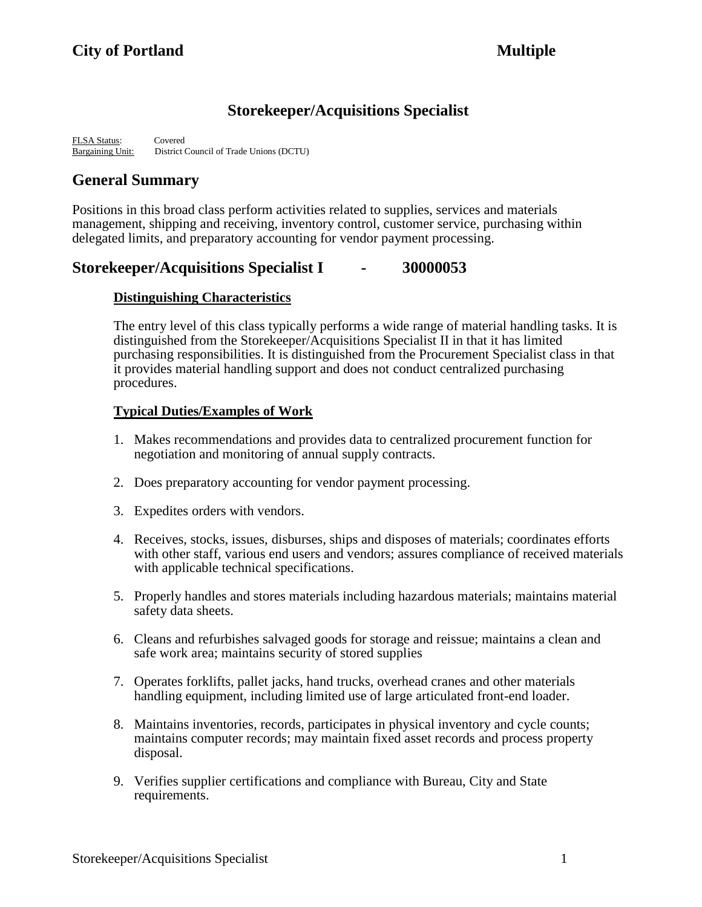**City of Portland** **Multiple**

# Storekeeper/Acquisitions Specialist

FLSA Status: Covered
Bargaining Unit: District Council of Trade Unions (DCTU)

## General Summary

Positions in this broad class perform activities related to supplies, services and materials management, shipping and receiving, inventory control, customer service, purchasing within delegated limits, and preparatory accounting for vendor payment processing.

## Storekeeper/Acquisitions Specialist I - 30000053

### Distinguishing Characteristics

The entry level of this class typically performs a wide range of material handling tasks. It is distinguished from the Storekeeper/Acquisitions Specialist II in that it has limited purchasing responsibilities. It is distinguished from the Procurement Specialist class in that it provides material handling support and does not conduct centralized purchasing procedures.

### Typical Duties/Examples of Work

1. Makes recommendations and provides data to centralized procurement function for negotiation and monitoring of annual supply contracts.

2. Does preparatory accounting for vendor payment processing.

3. Expedites orders with vendors.

4. Receives, stocks, issues, disburses, ships and disposes of materials; coordinates efforts with other staff, various end users and vendors; assures compliance of received materials with applicable technical specifications.

5. Properly handles and stores materials including hazardous materials; maintains material safety data sheets.

6. Cleans and refurbishes salvaged goods for storage and reissue; maintains a clean and safe work area; maintains security of stored supplies

7. Operates forklifts, pallet jacks, hand trucks, overhead cranes and other materials handling equipment, including limited use of large articulated front-end loader.

8. Maintains inventories, records, participates in physical inventory and cycle counts; maintains computer records; may maintain fixed asset records and process property disposal.

9. Verifies supplier certifications and compliance with Bureau, City and State requirements.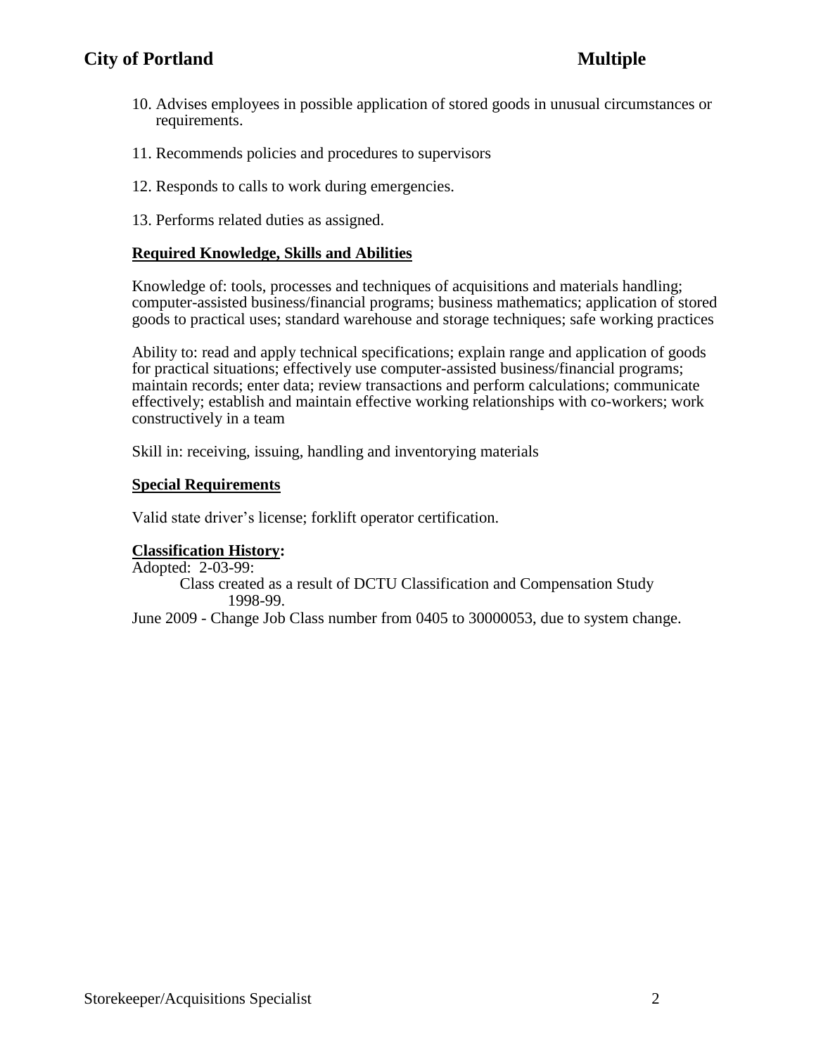10. Advises employees in possible application of stored goods in unusual circumstances or requirements.

11. Recommends policies and procedures to supervisors

12. Responds to calls to work during emergencies.

13. Performs related duties as assigned.

**Required Knowledge, Skills and Abilities**

Knowledge of: tools, processes and techniques of acquisitions and materials handling; computer-assisted business/financial programs; business mathematics; application of stored goods to practical uses; standard warehouse and storage techniques; safe working practices

Ability to: read and apply technical specifications; explain range and application of goods for practical situations; effectively use computer-assisted business/financial programs; maintain records; enter data; review transactions and perform calculations; communicate effectively; establish and maintain effective working relationships with co-workers; work constructively in a team

Skill in: receiving, issuing, handling and inventorying materials

**Special Requirements**

Valid state driver's license; forklift operator certification.

**Classification History:**

Adopted: 2-03-99:
Class created as a result of DCTU Classification and Compensation Study 1998-99.

June 2009 - Change Job Class number from 0405 to 30000053, due to system change.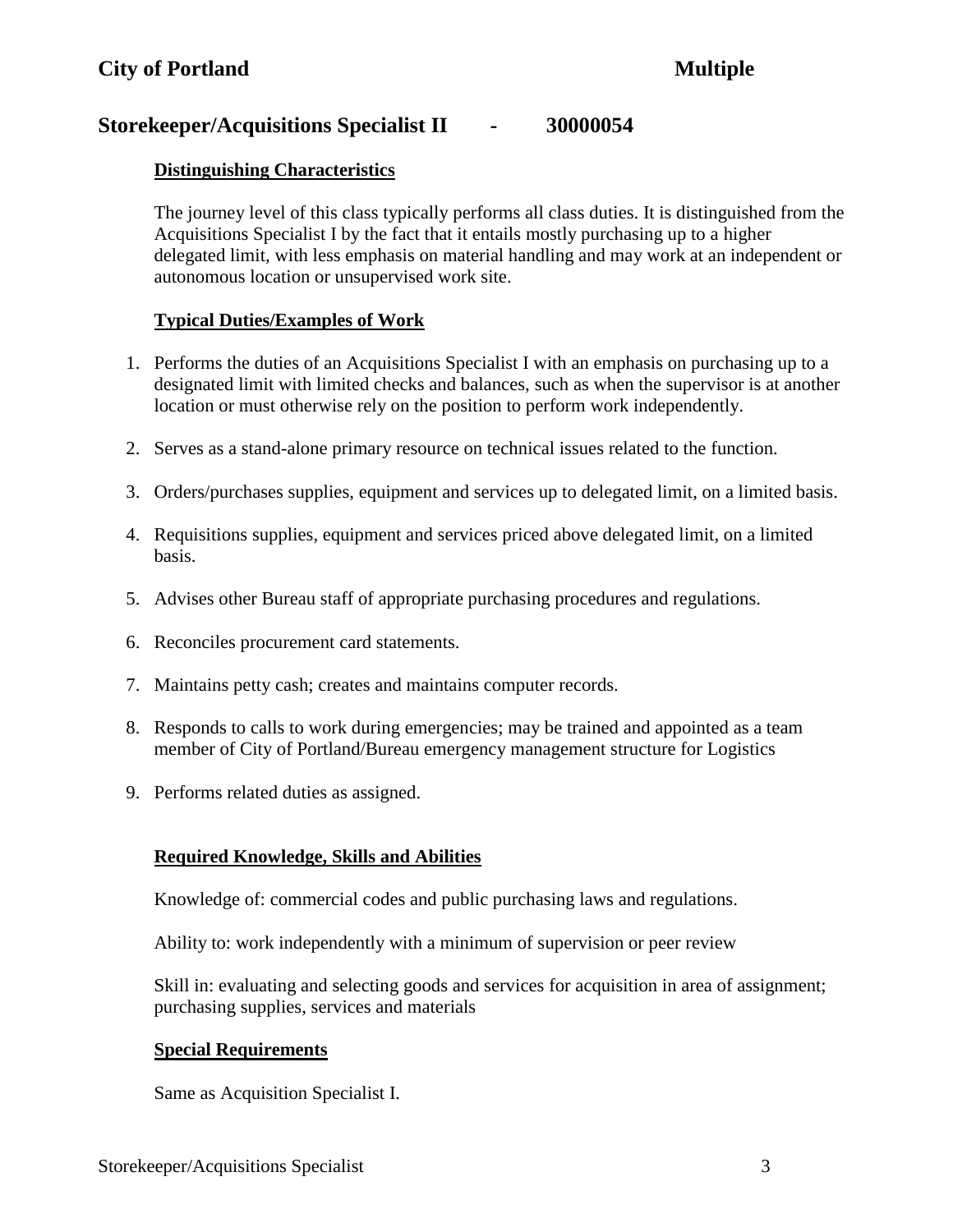## City of Portland — Multiple

## Storekeeper/Acquisitions Specialist II - 30000054

### Distinguishing Characteristics

The journey level of this class typically performs all class duties. It is distinguished from the Acquisitions Specialist I by the fact that it entails mostly purchasing up to a higher delegated limit, with less emphasis on material handling and may work at an independent or autonomous location or unsupervised work site.

### Typical Duties/Examples of Work

1. Performs the duties of an Acquisitions Specialist I with an emphasis on purchasing up to a designated limit with limited checks and balances, such as when the supervisor is at another location or must otherwise rely on the position to perform work independently.
2. Serves as a stand-alone primary resource on technical issues related to the function.
3. Orders/purchases supplies, equipment and services up to delegated limit, on a limited basis.
4. Requisitions supplies, equipment and services priced above delegated limit, on a limited basis.
5. Advises other Bureau staff of appropriate purchasing procedures and regulations.
6. Reconciles procurement card statements.
7. Maintains petty cash; creates and maintains computer records.
8. Responds to calls to work during emergencies; may be trained and appointed as a team member of City of Portland/Bureau emergency management structure for Logistics
9. Performs related duties as assigned.

### Required Knowledge, Skills and Abilities

Knowledge of: commercial codes and public purchasing laws and regulations.

Ability to: work independently with a minimum of supervision or peer review

Skill in: evaluating and selecting goods and services for acquisition in area of assignment; purchasing supplies, services and materials

### Special Requirements

Same as Acquisition Specialist I.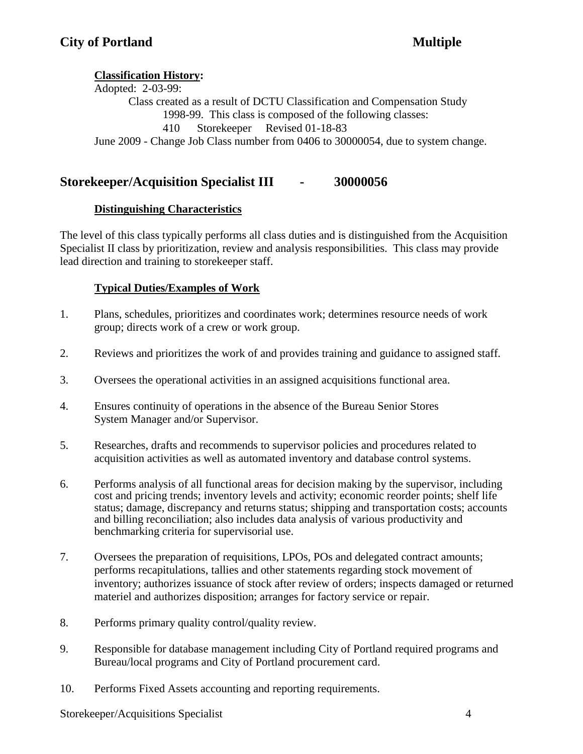**Classification History:**

Adopted: 2-03-99:

Class created as a result of DCTU Classification and Compensation Study 1998-99. This class is composed of the following classes:

410 Storekeeper Revised 01-18-83

June 2009 - Change Job Class number from 0406 to 30000054, due to system change.

## Storekeeper/Acquisition Specialist III - 30000056

**Distinguishing Characteristics**

The level of this class typically performs all class duties and is distinguished from the Acquisition Specialist II class by prioritization, review and analysis responsibilities. This class may provide lead direction and training to storekeeper staff.

**Typical Duties/Examples of Work**

1. Plans, schedules, prioritizes and coordinates work; determines resource needs of work group; directs work of a crew or work group.
2. Reviews and prioritizes the work of and provides training and guidance to assigned staff.
3. Oversees the operational activities in an assigned acquisitions functional area.
4. Ensures continuity of operations in the absence of the Bureau Senior Stores System Manager and/or Supervisor.
5. Researches, drafts and recommends to supervisor policies and procedures related to acquisition activities as well as automated inventory and database control systems.
6. Performs analysis of all functional areas for decision making by the supervisor, including cost and pricing trends; inventory levels and activity; economic reorder points; shelf life status; damage, discrepancy and returns status; shipping and transportation costs; accounts and billing reconciliation; also includes data analysis of various productivity and benchmarking criteria for supervisorial use.
7. Oversees the preparation of requisitions, LPOs, POs and delegated contract amounts; performs recapitulations, tallies and other statements regarding stock movement of inventory; authorizes issuance of stock after review of orders; inspects damaged or returned materiel and authorizes disposition; arranges for factory service or repair.
8. Performs primary quality control/quality review.
9. Responsible for database management including City of Portland required programs and Bureau/local programs and City of Portland procurement card.
10. Performs Fixed Assets accounting and reporting requirements.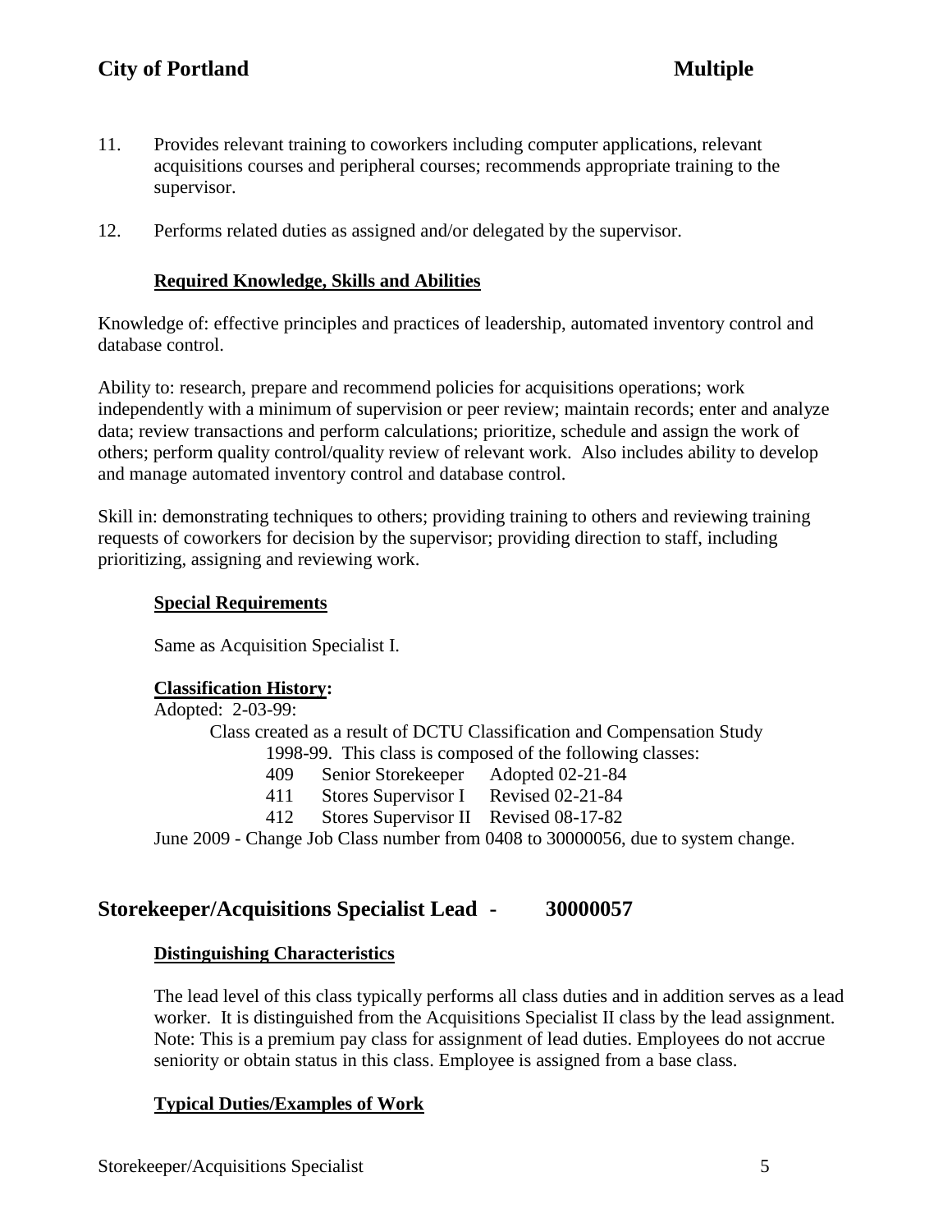11. Provides relevant training to coworkers including computer applications, relevant acquisitions courses and peripheral courses; recommends appropriate training to the supervisor.

12. Performs related duties as assigned and/or delegated by the supervisor.

**Required Knowledge, Skills and Abilities**

Knowledge of: effective principles and practices of leadership, automated inventory control and database control.

Ability to: research, prepare and recommend policies for acquisitions operations; work independently with a minimum of supervision or peer review; maintain records; enter and analyze data; review transactions and perform calculations; prioritize, schedule and assign the work of others; perform quality control/quality review of relevant work. Also includes ability to develop and manage automated inventory control and database control.

Skill in: demonstrating techniques to others; providing training to others and reviewing training requests of coworkers for decision by the supervisor; providing direction to staff, including prioritizing, assigning and reviewing work.

**Special Requirements**

Same as Acquisition Specialist I.

**Classification History:**

Adopted: 2-03-99:

Class created as a result of DCTU Classification and Compensation Study 1998-99. This class is composed of the following classes:

| | | |
|---|---|---|
| 409 | Senior Storekeeper | Adopted 02-21-84 |
| 411 | Stores Supervisor I | Revised 02-21-84 |
| 412 | Stores Supervisor II | Revised 08-17-82 |

June 2009 - Change Job Class number from 0408 to 30000056, due to system change.

## Storekeeper/Acquisitions Specialist Lead - 30000057

**Distinguishing Characteristics**

The lead level of this class typically performs all class duties and in addition serves as a lead worker. It is distinguished from the Acquisitions Specialist II class by the lead assignment. Note: This is a premium pay class for assignment of lead duties. Employees do not accrue seniority or obtain status in this class. Employee is assigned from a base class.

**Typical Duties/Examples of Work**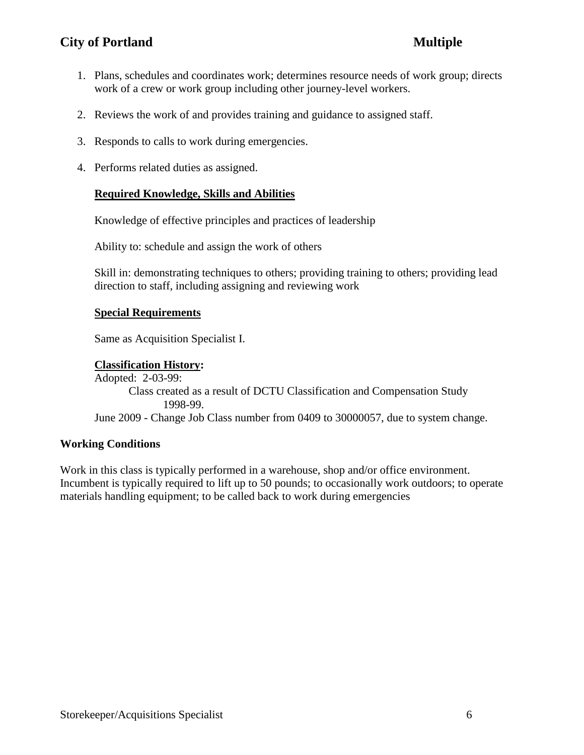1. Plans, schedules and coordinates work; determines resource needs of work group; directs work of a crew or work group including other journey-level workers.

2. Reviews the work of and provides training and guidance to assigned staff.

3. Responds to calls to work during emergencies.

4. Performs related duties as assigned.

**Required Knowledge, Skills and Abilities**

Knowledge of effective principles and practices of leadership

Ability to: schedule and assign the work of others

Skill in: demonstrating techniques to others; providing training to others; providing lead direction to staff, including assigning and reviewing work

**Special Requirements**

Same as Acquisition Specialist I.

**Classification History:**

Adopted: 2-03-99:
Class created as a result of DCTU Classification and Compensation Study 1998-99.
June 2009 - Change Job Class number from 0409 to 30000057, due to system change.

**Working Conditions**

Work in this class is typically performed in a warehouse, shop and/or office environment. Incumbent is typically required to lift up to 50 pounds; to occasionally work outdoors; to operate materials handling equipment; to be called back to work during emergencies